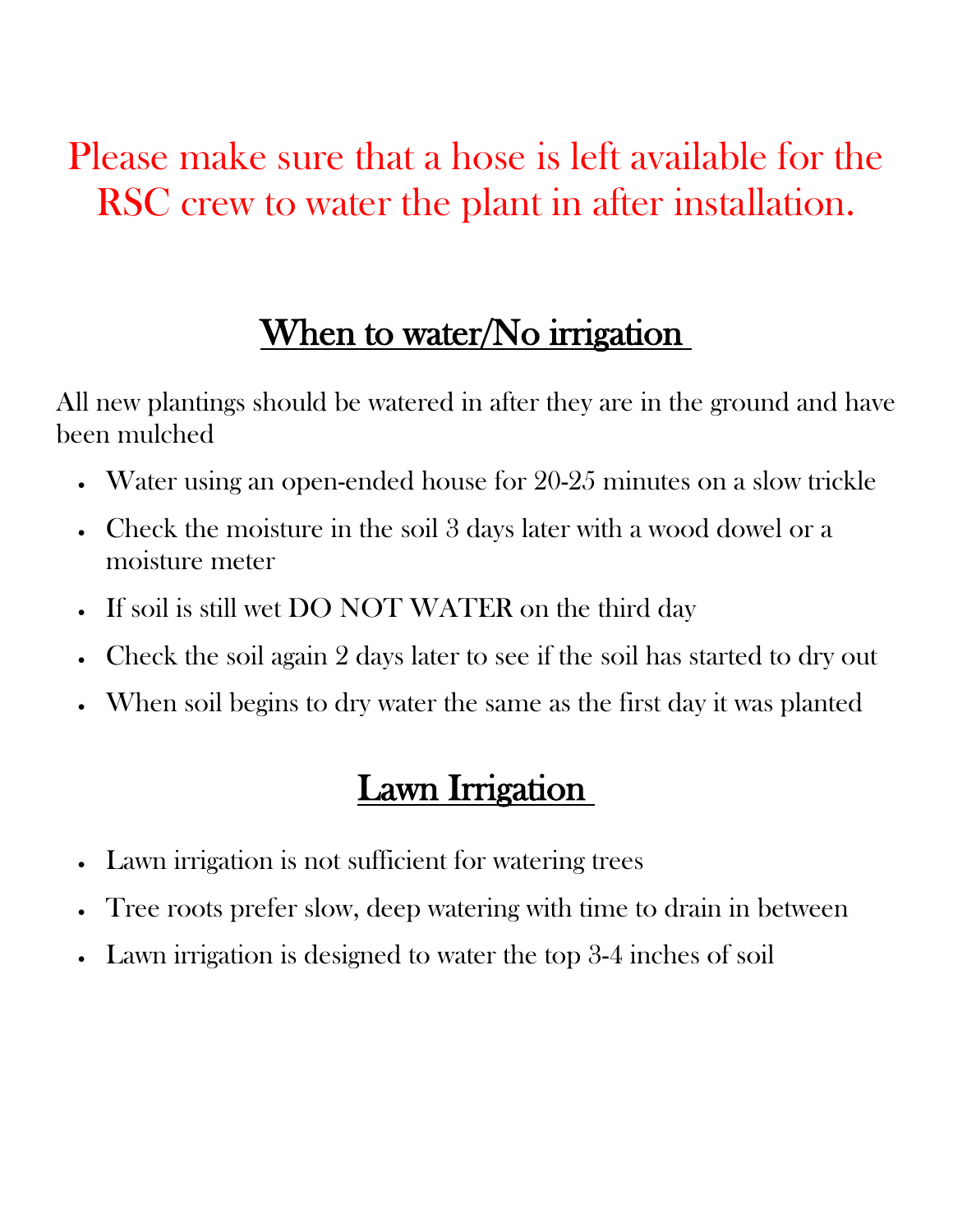Please make sure that a hose is left available for the RSC crew to water the plant in after installation.

## When to water/No irrigation

All new plantings should be watered in after they are in the ground and have been mulched

- Water using an open-ended house for 20-25 minutes on a slow trickle
- Check the moisture in the soil 3 days later with a wood dowel or a moisture meter
- If soil is still wet DO NOT WATER on the third day
- Check the soil again 2 days later to see if the soil has started to dry out
- When soil begins to dry water the same as the first day it was planted

## Lawn Irrigation

- Lawn irrigation is not sufficient for watering trees
- Tree roots prefer slow, deep watering with time to drain in between
- Lawn irrigation is designed to water the top 3-4 inches of soil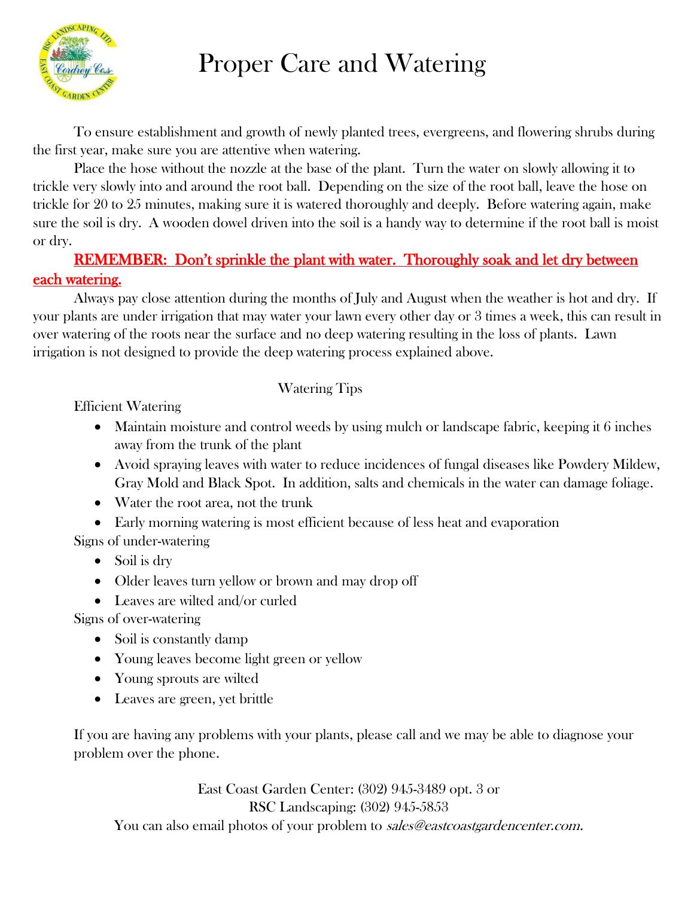# Proper Care and Watering

To ensure establishment and growth of newly planted trees, evergreens, and flowering shrubs during the first year, make sure you are attentive when watering.

Place the hose without the nozzle at the base of the plant. Turn the water on slowly allowing it to trickle very slowly into and around the root ball. Depending on the size of the root ball, leave the hose on trickle for 20 to 25 minutes, making sure it is watered thoroughly and deeply. Before watering again, make sure the soil is dry. A wooden dowel driven into the soil is a handy way to determine if the root ball is moist or dry.

**REMEMBER: Don't sprinkle the plant with water. Thoroughly soak and let dry between each watering.**

Always pay close attention during the months of July and August when the weather is hot and dry. If your plants are under irrigation that may water your lawn every other day or 3 times a week, this can result in over watering of the roots near the surface and no deep watering resulting in the loss of plants. Lawn irrigation is not designed to provide the deep watering process explained above.

## Watering Tips

Efficient Watering

- Maintain moisture and control weeds by using mulch or landscape fabric, keeping it 6 inches away from the trunk of the plant
- Avoid spraying leaves with water to reduce incidences of fungal diseases like Powdery Mildew, Gray Mold and Black Spot. In addition, salts and chemicals in the water can damage foliage.
- Water the root area, not the trunk
- Early morning watering is most efficient because of less heat and evaporation

Signs of under-watering

- Soil is dry
- Older leaves turn yellow or brown and may drop off
- Leaves are wilted and/or curled

Signs of over-watering

- Soil is constantly damp
- Young leaves become light green or yellow
- Young sprouts are wilted
- Leaves are green, yet brittle

If you are having any problems with your plants, please call and we may be able to diagnose your problem over the phone.

East Coast Garden Center: (302) 945-3489 opt. 3 or
RSC Landscaping: (302) 945-5853
You can also email photos of your problem to *sales@eastcoastgardencenter.com.*